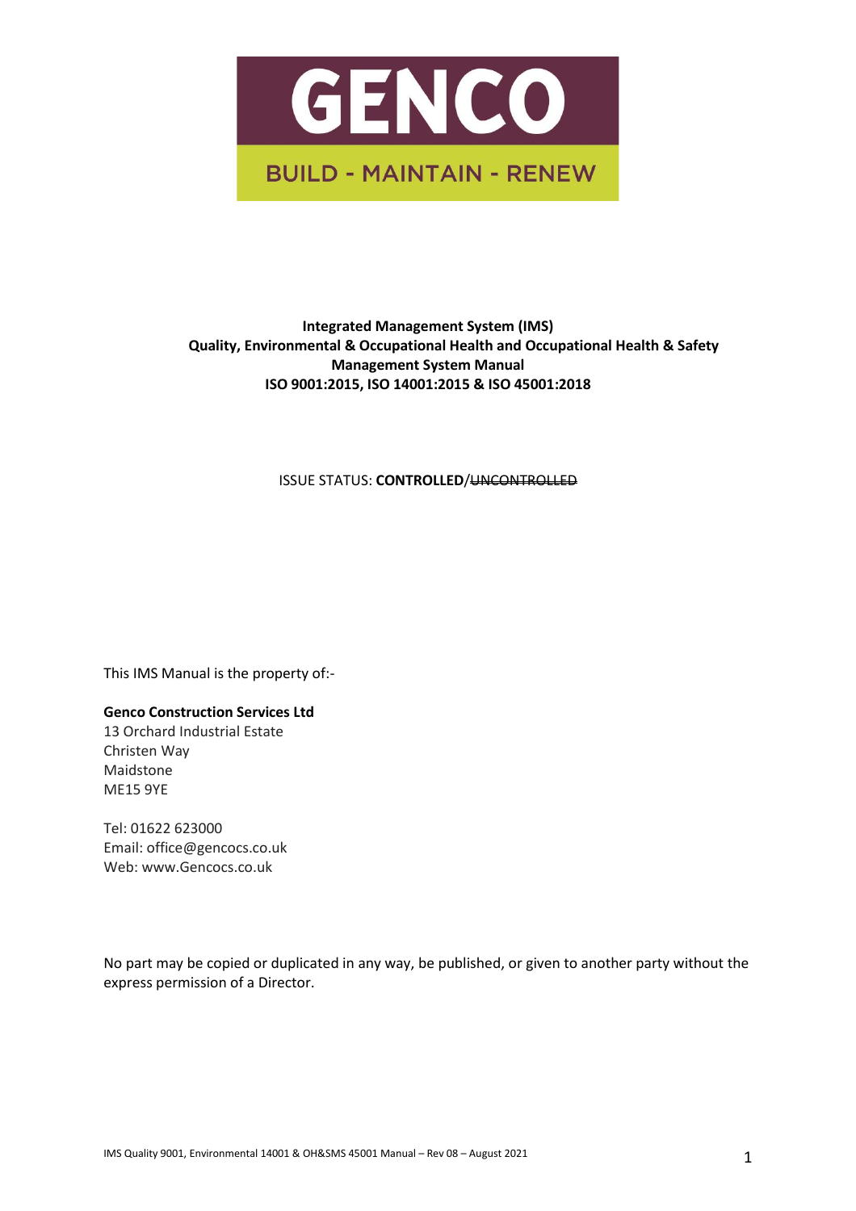GENCO

BUILD - MAINTAIN - RENEW

**Integrated Management System (IMS)**
**Quality, Environmental & Occupational Health and Occupational Health & Safety**
**Management System Manual**
**ISO 9001:2015, ISO 14001:2015 & ISO 45001:2018**

ISSUE STATUS: **CONTROLLED**/~~UNCONTROLLED~~

This IMS Manual is the property of:-

**Genco Construction Services Ltd**
13 Orchard Industrial Estate
Christen Way
Maidstone
ME15 9YE

Tel: 01622 623000
Email: office@gencocs.co.uk
Web: www.Gencocs.co.uk

No part may be copied or duplicated in any way, be published, or given to another party without the express permission of a Director.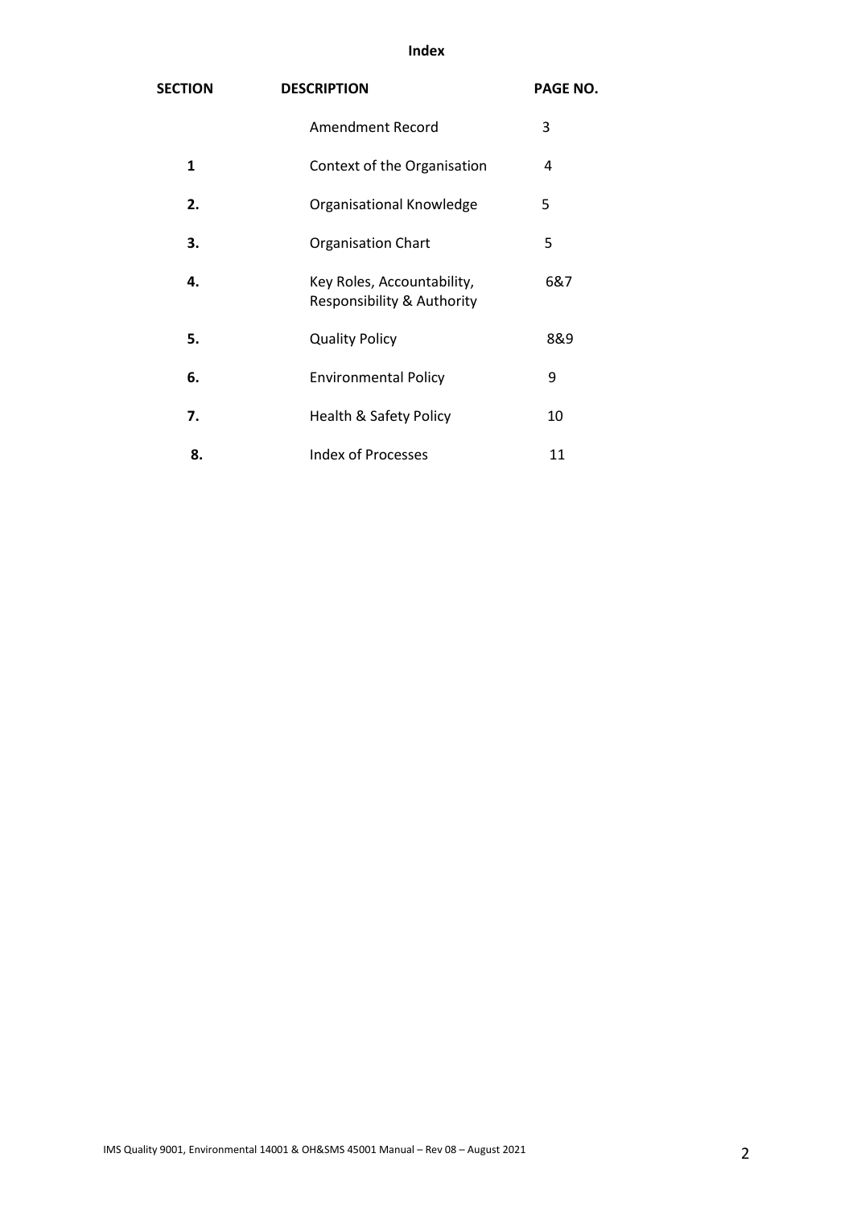# Index

| SECTION | DESCRIPTION | PAGE NO. |
|---|---|---|
| | Amendment Record | 3 |
| **1** | Context of the Organisation | 4 |
| **2.** | Organisational Knowledge | 5 |
| **3.** | Organisation Chart | 5 |
| **4.** | Key Roles, Accountability, Responsibility & Authority | 6&7 |
| **5.** | Quality Policy | 8&9 |
| **6.** | Environmental Policy | 9 |
| **7.** | Health & Safety Policy | 10 |
| **8.** | Index of Processes | 11 |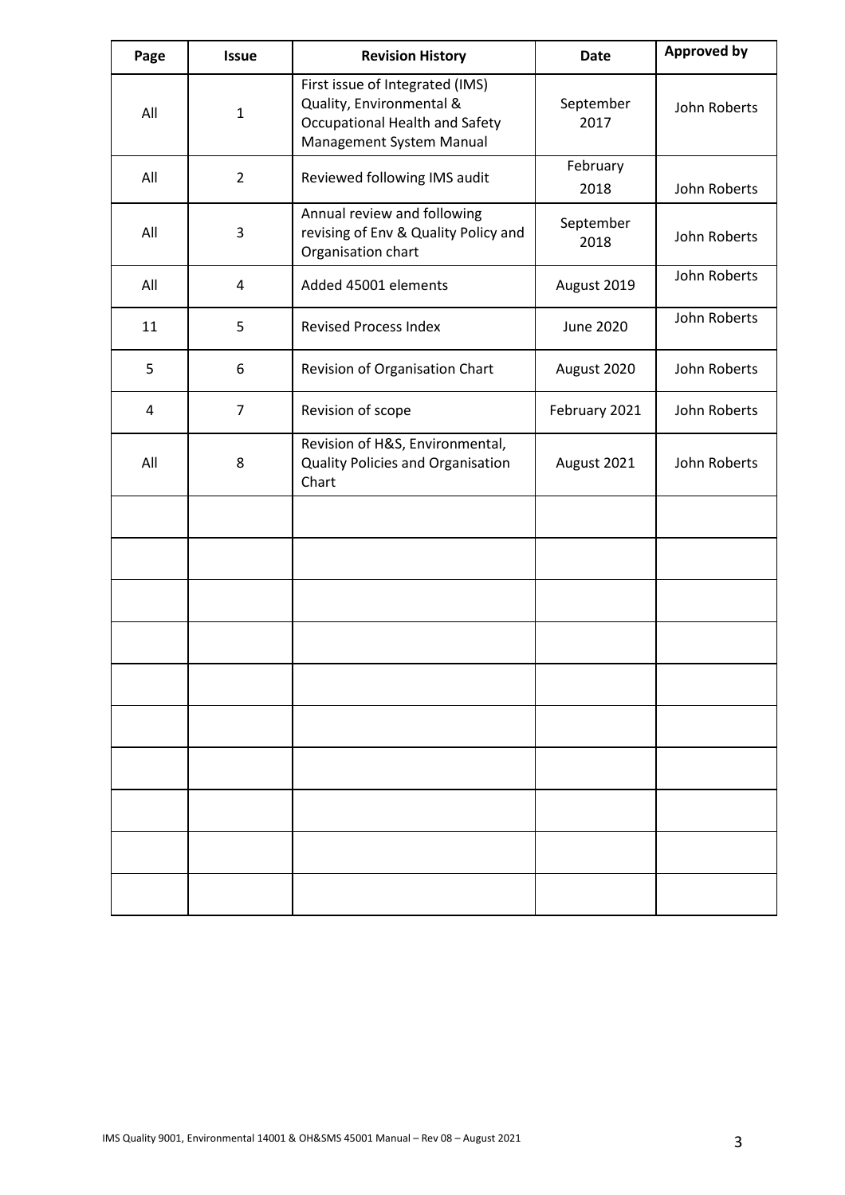| Page | Issue | Revision History | Date | Approved by |
|---|---|---|---|---|
| All | 1 | First issue of Integrated (IMS) Quality, Environmental & Occupational Health and Safety Management System Manual | September 2017 | John Roberts |
| All | 2 | Reviewed following IMS audit | February 2018 | John Roberts |
| All | 3 | Annual review and following revising of Env & Quality Policy and Organisation chart | September 2018 | John Roberts |
| All | 4 | Added 45001 elements | August 2019 | John Roberts |
| 11 | 5 | Revised Process Index | June 2020 | John Roberts |
| 5 | 6 | Revision of Organisation Chart | August 2020 | John Roberts |
| 4 | 7 | Revision of scope | February 2021 | John Roberts |
| All | 8 | Revision of H&S, Environmental, Quality Policies and Organisation Chart | August 2021 | John Roberts |
| | | | | |
| | | | | |
| | | | | |
| | | | | |
| | | | | |
| | | | | |
| | | | | |
| | | | | |
| | | | | |
| | | | | |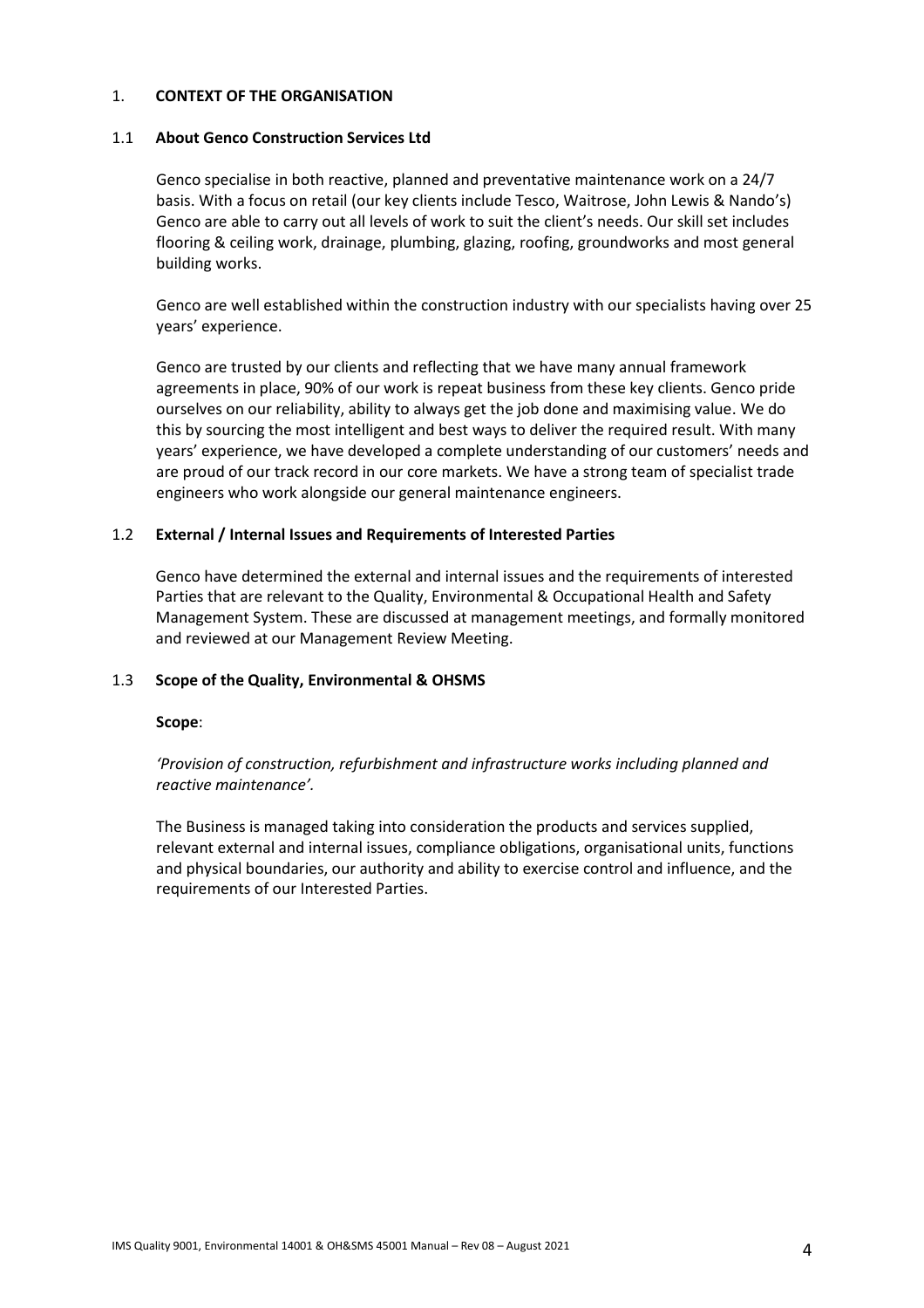# 1. CONTEXT OF THE ORGANISATION

## 1.1 About Genco Construction Services Ltd

Genco specialise in both reactive, planned and preventative maintenance work on a 24/7 basis. With a focus on retail (our key clients include Tesco, Waitrose, John Lewis & Nando's) Genco are able to carry out all levels of work to suit the client's needs. Our skill set includes flooring & ceiling work, drainage, plumbing, glazing, roofing, groundworks and most general building works.

Genco are well established within the construction industry with our specialists having over 25 years' experience.

Genco are trusted by our clients and reflecting that we have many annual framework agreements in place, 90% of our work is repeat business from these key clients. Genco pride ourselves on our reliability, ability to always get the job done and maximising value. We do this by sourcing the most intelligent and best ways to deliver the required result. With many years' experience, we have developed a complete understanding of our customers' needs and are proud of our track record in our core markets. We have a strong team of specialist trade engineers who work alongside our general maintenance engineers.

## 1.2 External / Internal Issues and Requirements of Interested Parties

Genco have determined the external and internal issues and the requirements of interested Parties that are relevant to the Quality, Environmental & Occupational Health and Safety Management System. These are discussed at management meetings, and formally monitored and reviewed at our Management Review Meeting.

## 1.3 Scope of the Quality, Environmental & OHSMS

**Scope**:

*'Provision of construction, refurbishment and infrastructure works including planned and reactive maintenance'.*

The Business is managed taking into consideration the products and services supplied, relevant external and internal issues, compliance obligations, organisational units, functions and physical boundaries, our authority and ability to exercise control and influence, and the requirements of our Interested Parties.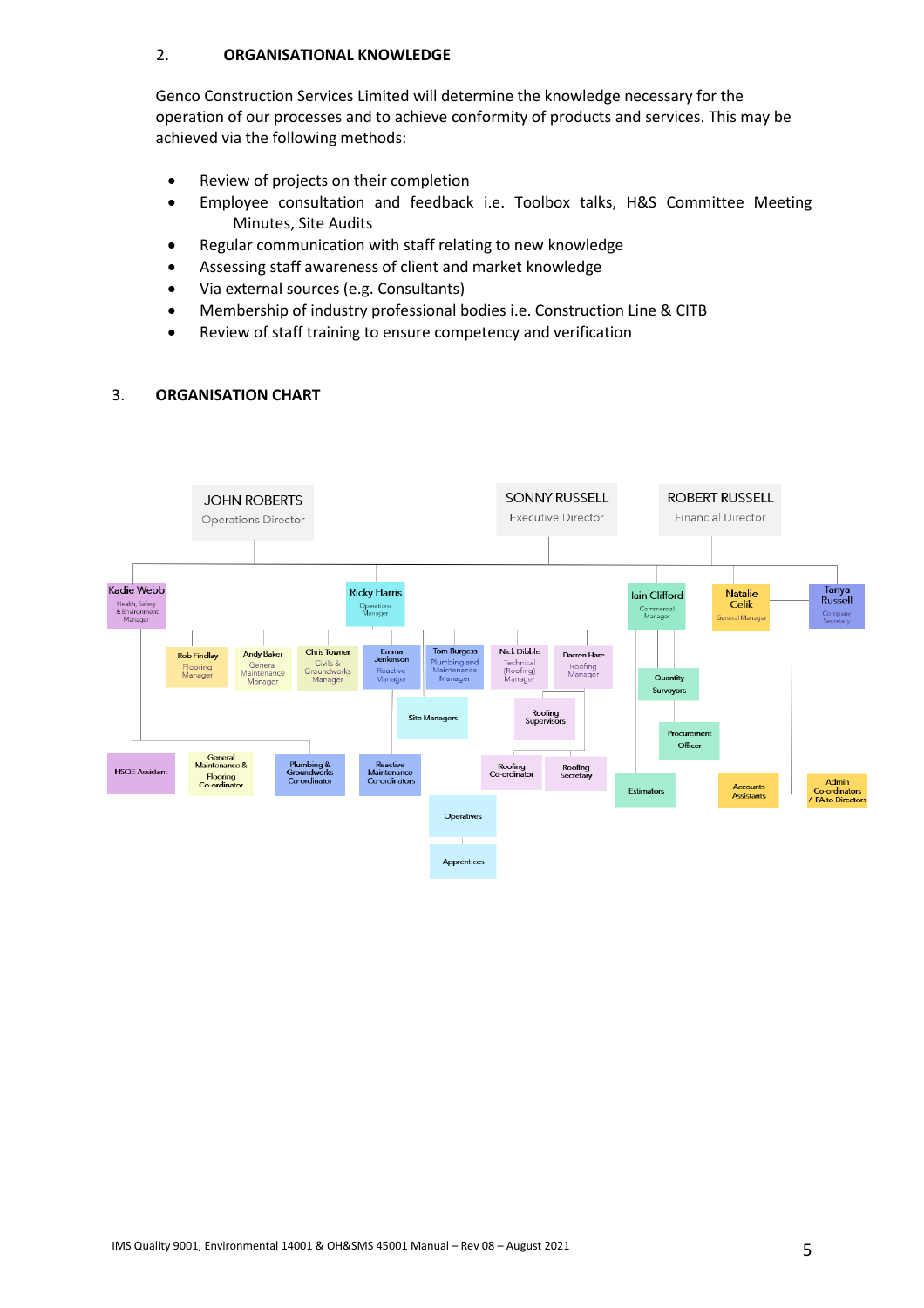## 2. ORGANISATIONAL KNOWLEDGE

Genco Construction Services Limited will determine the knowledge necessary for the operation of our processes and to achieve conformity of products and services. This may be achieved via the following methods:

- Review of projects on their completion
- Employee consultation and feedback i.e. Toolbox talks, H&S Committee Meeting Minutes, Site Audits
- Regular communication with staff relating to new knowledge
- Assessing staff awareness of client and market knowledge
- Via external sources (e.g. Consultants)
- Membership of industry professional bodies i.e. Construction Line & CITB
- Review of staff training to ensure competency and verification

## 3. ORGANISATION CHART

JOHN ROBERTS
Operations Director

SONNY RUSSELL
Executive Director

ROBERT RUSSELL
Financial Director

Kadie Webb
Health, Safety & Environment Manager

Ricky Harris
Operations Manager

Iain Clifford
Commercial Manager

Natalie Celik
General Manager

Tanya Russell
Company Secretary

Rob Findlay
Flooring Manager

Andy Baker
General Maintenance Manager

Chris Towner
Civils & Groundworks Manager

Emma Jenkinson
Reactive Maintenance Manager

Tom Burgess
Plumbing and Maintenance Manager

Nick Dibble
Technical (Roofing) Manager

Darren Hare
Roofing Manager

Quantity Surveyors

Site Managers

Roofing Supervisors

Procurement Officer

HSQE Assistant

General Maintenance & Flooring Co-ordinator

Plumbing & Groundworks Co-ordinator

Reactive Maintenance Co-ordinators

Roofing Co-ordinator

Roofing Secretary

Estimators

Accounts Assistants

Admin Co-ordinators / PA to Directors

Operatives

Apprentices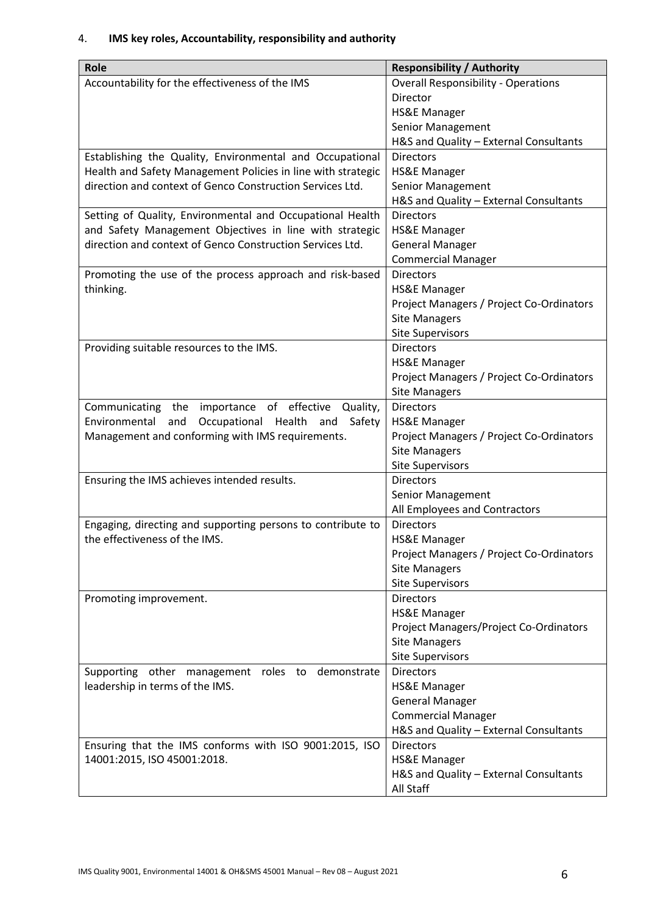## 4. **IMS key roles, Accountability, responsibility and authority**

| Role | Responsibility / Authority |
|---|---|
| Accountability for the effectiveness of the IMS | Overall Responsibility - Operations Director<br>HS&E Manager<br>Senior Management<br>H&S and Quality – External Consultants |
| Establishing the Quality, Environmental and Occupational Health and Safety Management Policies in line with strategic direction and context of Genco Construction Services Ltd. | Directors<br>HS&E Manager<br>Senior Management<br>H&S and Quality – External Consultants |
| Setting of Quality, Environmental and Occupational Health and Safety Management Objectives in line with strategic direction and context of Genco Construction Services Ltd. | Directors<br>HS&E Manager<br>General Manager<br>Commercial Manager |
| Promoting the use of the process approach and risk-based thinking. | Directors<br>HS&E Manager<br>Project Managers / Project Co-Ordinators<br>Site Managers<br>Site Supervisors |
| Providing suitable resources to the IMS. | Directors<br>HS&E Manager<br>Project Managers / Project Co-Ordinators<br>Site Managers |
| Communicating the importance of effective Quality, Environmental and Occupational Health and Safety Management and conforming with IMS requirements. | Directors<br>HS&E Manager<br>Project Managers / Project Co-Ordinators<br>Site Managers<br>Site Supervisors |
| Ensuring the IMS achieves intended results. | Directors<br>Senior Management<br>All Employees and Contractors |
| Engaging, directing and supporting persons to contribute to the effectiveness of the IMS. | Directors<br>HS&E Manager<br>Project Managers / Project Co-Ordinators<br>Site Managers<br>Site Supervisors |
| Promoting improvement. | Directors<br>HS&E Manager<br>Project Managers/Project Co-Ordinators<br>Site Managers<br>Site Supervisors |
| Supporting other management roles to demonstrate leadership in terms of the IMS. | Directors<br>HS&E Manager<br>General Manager<br>Commercial Manager<br>H&S and Quality – External Consultants |
| Ensuring that the IMS conforms with ISO 9001:2015, ISO 14001:2015, ISO 45001:2018. | Directors<br>HS&E Manager<br>H&S and Quality – External Consultants<br>All Staff |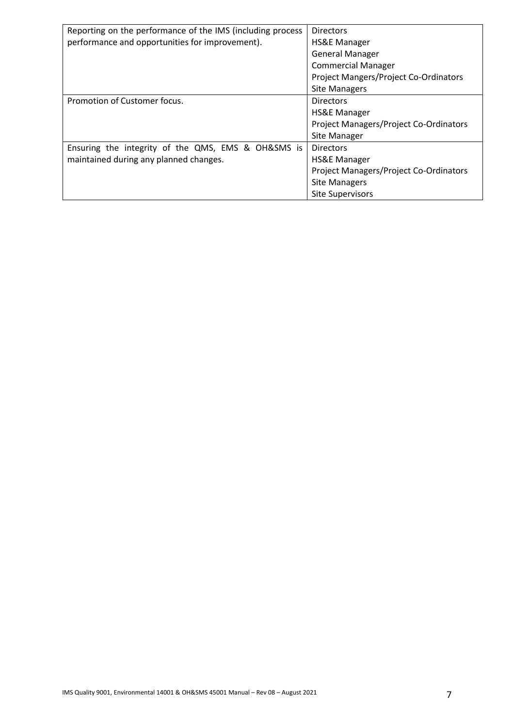| | |
|---|---|
| Reporting on the performance of the IMS (including process performance and opportunities for improvement). | Directors<br>HS&E Manager<br>General Manager<br>Commercial Manager<br>Project Mangers/Project Co-Ordinators<br>Site Managers |
| Promotion of Customer focus. | Directors<br>HS&E Manager<br>Project Managers/Project Co-Ordinators<br>Site Manager |
| Ensuring the integrity of the QMS, EMS & OH&SMS is maintained during any planned changes. | Directors<br>HS&E Manager<br>Project Managers/Project Co-Ordinators<br>Site Managers<br>Site Supervisors |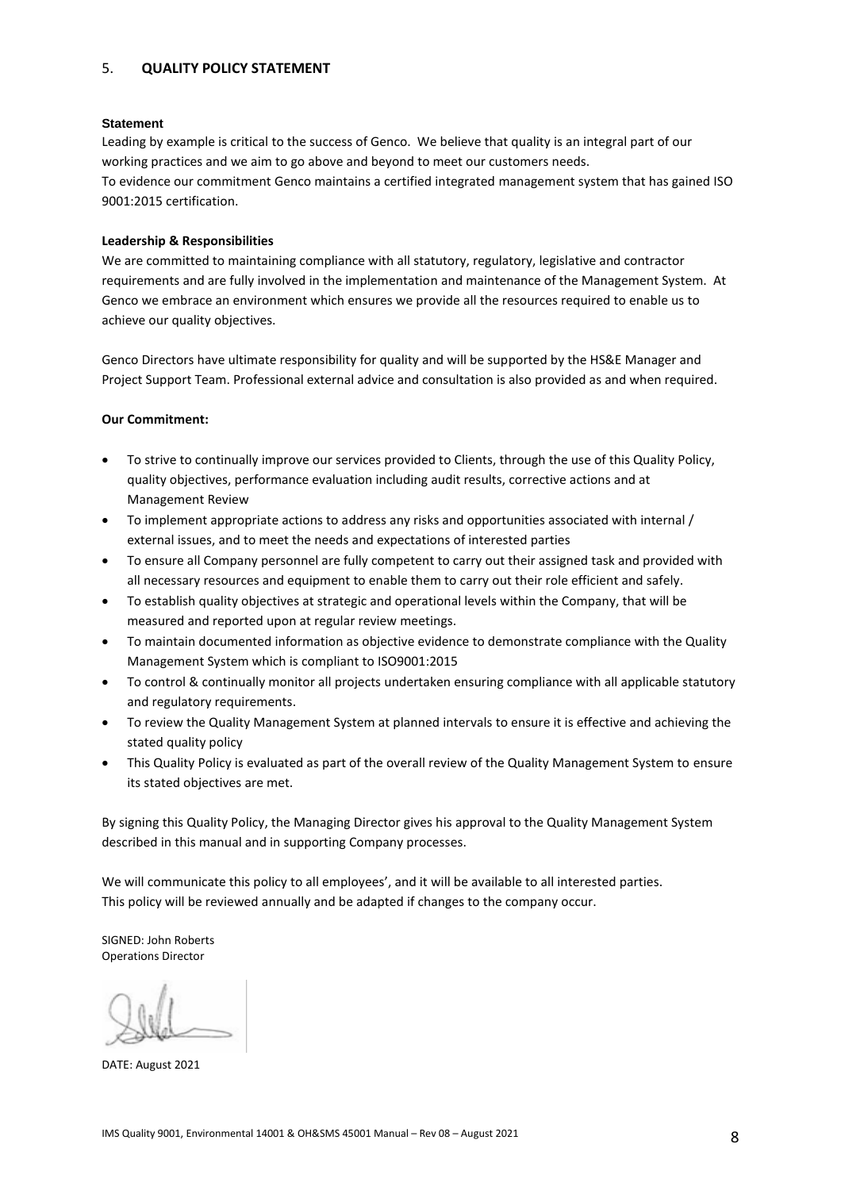## 5. QUALITY POLICY STATEMENT

**Statement**

Leading by example is critical to the success of Genco. We believe that quality is an integral part of our working practices and we aim to go above and beyond to meet our customers needs.
To evidence our commitment Genco maintains a certified integrated management system that has gained ISO 9001:2015 certification.

**Leadership & Responsibilities**

We are committed to maintaining compliance with all statutory, regulatory, legislative and contractor requirements and are fully involved in the implementation and maintenance of the Management System. At Genco we embrace an environment which ensures we provide all the resources required to enable us to achieve our quality objectives.

Genco Directors have ultimate responsibility for quality and will be supported by the HS&E Manager and Project Support Team. Professional external advice and consultation is also provided as and when required.

**Our Commitment:**

- To strive to continually improve our services provided to Clients, through the use of this Quality Policy, quality objectives, performance evaluation including audit results, corrective actions and at Management Review
- To implement appropriate actions to address any risks and opportunities associated with internal / external issues, and to meet the needs and expectations of interested parties
- To ensure all Company personnel are fully competent to carry out their assigned task and provided with all necessary resources and equipment to enable them to carry out their role efficient and safely.
- To establish quality objectives at strategic and operational levels within the Company, that will be measured and reported upon at regular review meetings.
- To maintain documented information as objective evidence to demonstrate compliance with the Quality Management System which is compliant to ISO9001:2015
- To control & continually monitor all projects undertaken ensuring compliance with all applicable statutory and regulatory requirements.
- To review the Quality Management System at planned intervals to ensure it is effective and achieving the stated quality policy
- This Quality Policy is evaluated as part of the overall review of the Quality Management System to ensure its stated objectives are met.

By signing this Quality Policy, the Managing Director gives his approval to the Quality Management System described in this manual and in supporting Company processes.

We will communicate this policy to all employees', and it will be available to all interested parties.
This policy will be reviewed annually and be adapted if changes to the company occur.

SIGNED: John Roberts
Operations Director

DATE: August 2021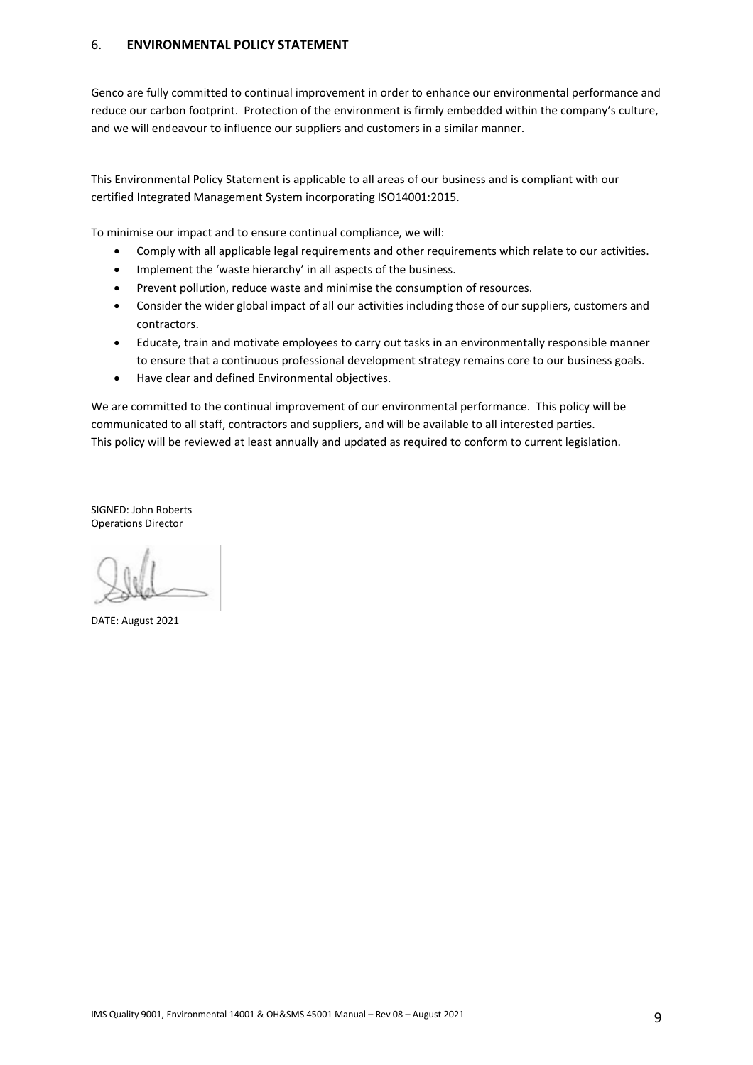## 6. ENVIRONMENTAL POLICY STATEMENT

Genco are fully committed to continual improvement in order to enhance our environmental performance and reduce our carbon footprint. Protection of the environment is firmly embedded within the company's culture, and we will endeavour to influence our suppliers and customers in a similar manner.

This Environmental Policy Statement is applicable to all areas of our business and is compliant with our certified Integrated Management System incorporating ISO14001:2015.

To minimise our impact and to ensure continual compliance, we will:

- Comply with all applicable legal requirements and other requirements which relate to our activities.
- Implement the 'waste hierarchy' in all aspects of the business.
- Prevent pollution, reduce waste and minimise the consumption of resources.
- Consider the wider global impact of all our activities including those of our suppliers, customers and contractors.
- Educate, train and motivate employees to carry out tasks in an environmentally responsible manner to ensure that a continuous professional development strategy remains core to our business goals.
- Have clear and defined Environmental objectives.

We are committed to the continual improvement of our environmental performance. This policy will be communicated to all staff, contractors and suppliers, and will be available to all interested parties. This policy will be reviewed at least annually and updated as required to conform to current legislation.

SIGNED: John Roberts
Operations Director

DATE: August 2021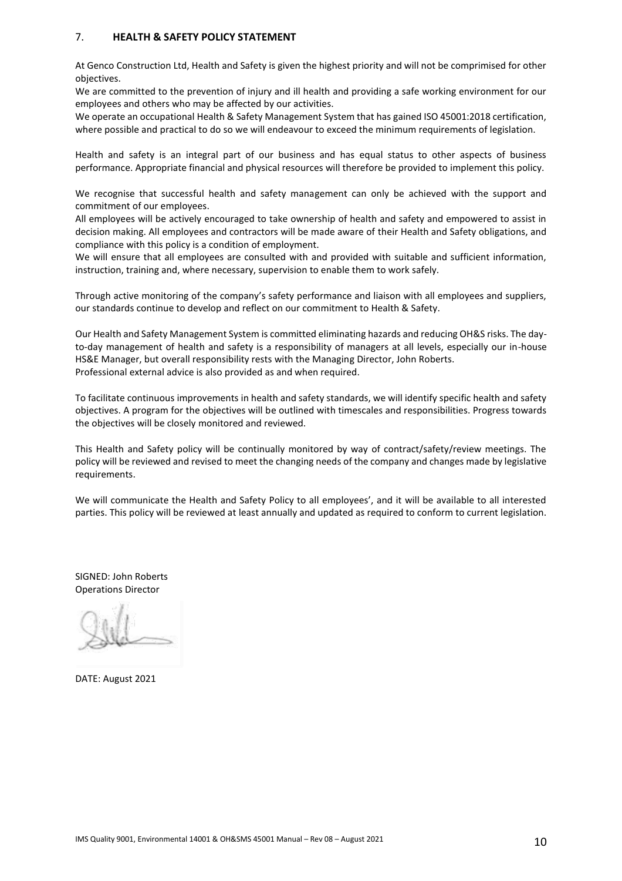## 7. HEALTH & SAFETY POLICY STATEMENT

At Genco Construction Ltd, Health and Safety is given the highest priority and will not be comprimised for other objectives.
We are committed to the prevention of injury and ill health and providing a safe working environment for our employees and others who may be affected by our activities.
We operate an occupational Health & Safety Management System that has gained ISO 45001:2018 certification, where possible and practical to do so we will endeavour to exceed the minimum requirements of legislation.

Health and safety is an integral part of our business and has equal status to other aspects of business performance. Appropriate financial and physical resources will therefore be provided to implement this policy.

We recognise that successful health and safety management can only be achieved with the support and commitment of our employees.
All employees will be actively encouraged to take ownership of health and safety and empowered to assist in decision making. All employees and contractors will be made aware of their Health and Safety obligations, and compliance with this policy is a condition of employment.
We will ensure that all employees are consulted with and provided with suitable and sufficient information, instruction, training and, where necessary, supervision to enable them to work safely.

Through active monitoring of the company's safety performance and liaison with all employees and suppliers, our standards continue to develop and reflect on our commitment to Health & Safety.

Our Health and Safety Management System is committed eliminating hazards and reducing OH&S risks. The day-to-day management of health and safety is a responsibility of managers at all levels, especially our in-house HS&E Manager, but overall responsibility rests with the Managing Director, John Roberts.
Professional external advice is also provided as and when required.

To facilitate continuous improvements in health and safety standards, we will identify specific health and safety objectives. A program for the objectives will be outlined with timescales and responsibilities. Progress towards the objectives will be closely monitored and reviewed.

This Health and Safety policy will be continually monitored by way of contract/safety/review meetings. The policy will be reviewed and revised to meet the changing needs of the company and changes made by legislative requirements.

We will communicate the Health and Safety Policy to all employees', and it will be available to all interested parties. This policy will be reviewed at least annually and updated as required to conform to current legislation.

SIGNED: John Roberts
Operations Director

DATE: August 2021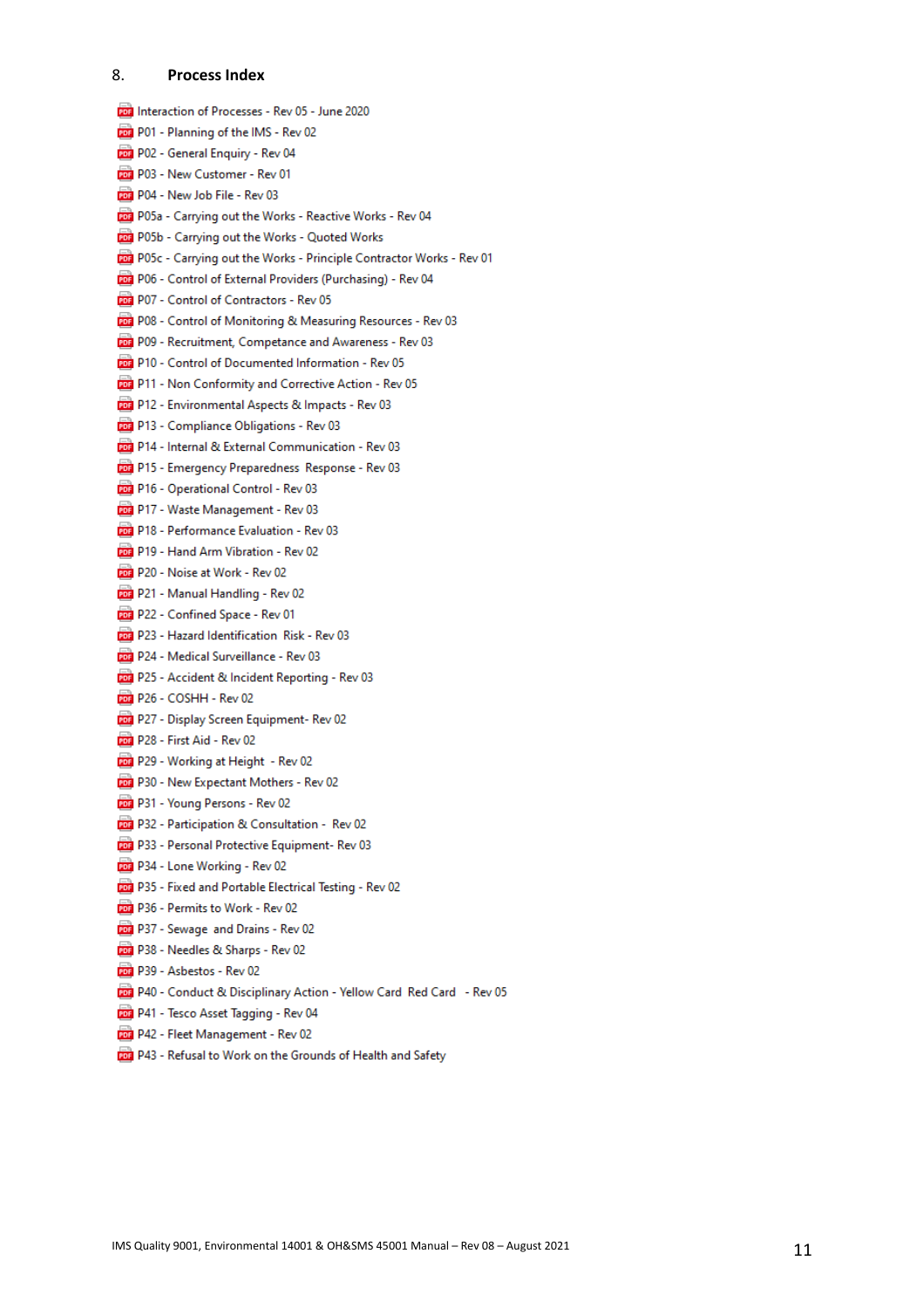## 8. Process Index

- Interaction of Processes - Rev 05 - June 2020
- P01 - Planning of the IMS - Rev 02
- P02 - General Enquiry - Rev 04
- P03 - New Customer - Rev 01
- P04 - New Job File - Rev 03
- P05a - Carrying out the Works - Reactive Works - Rev 04
- P05b - Carrying out the Works - Quoted Works
- P05c - Carrying out the Works - Principle Contractor Works - Rev 01
- P06 - Control of External Providers (Purchasing) - Rev 04
- P07 - Control of Contractors - Rev 05
- P08 - Control of Monitoring & Measuring Resources - Rev 03
- P09 - Recruitment, Competance and Awareness - Rev 03
- P10 - Control of Documented Information - Rev 05
- P11 - Non Conformity and Corrective Action - Rev 05
- P12 - Environmental Aspects & Impacts - Rev 03
- P13 - Compliance Obligations - Rev 03
- P14 - Internal & External Communication - Rev 03
- P15 - Emergency Preparedness Response - Rev 03
- P16 - Operational Control - Rev 03
- P17 - Waste Management - Rev 03
- P18 - Performance Evaluation - Rev 03
- P19 - Hand Arm Vibration - Rev 02
- P20 - Noise at Work - Rev 02
- P21 - Manual Handling - Rev 02
- P22 - Confined Space - Rev 01
- P23 - Hazard Identification Risk - Rev 03
- P24 - Medical Surveillance - Rev 03
- P25 - Accident & Incident Reporting - Rev 03
- P26 - COSHH - Rev 02
- P27 - Display Screen Equipment- Rev 02
- P28 - First Aid - Rev 02
- P29 - Working at Height - Rev 02
- P30 - New Expectant Mothers - Rev 02
- P31 - Young Persons - Rev 02
- P32 - Participation & Consultation - Rev 02
- P33 - Personal Protective Equipment- Rev 03
- P34 - Lone Working - Rev 02
- P35 - Fixed and Portable Electrical Testing - Rev 02
- P36 - Permits to Work - Rev 02
- P37 - Sewage and Drains - Rev 02
- P38 - Needles & Sharps - Rev 02
- P39 - Asbestos - Rev 02
- P40 - Conduct & Disciplinary Action - Yellow Card Red Card - Rev 05
- P41 - Tesco Asset Tagging - Rev 04
- P42 - Fleet Management - Rev 02
- P43 - Refusal to Work on the Grounds of Health and Safety